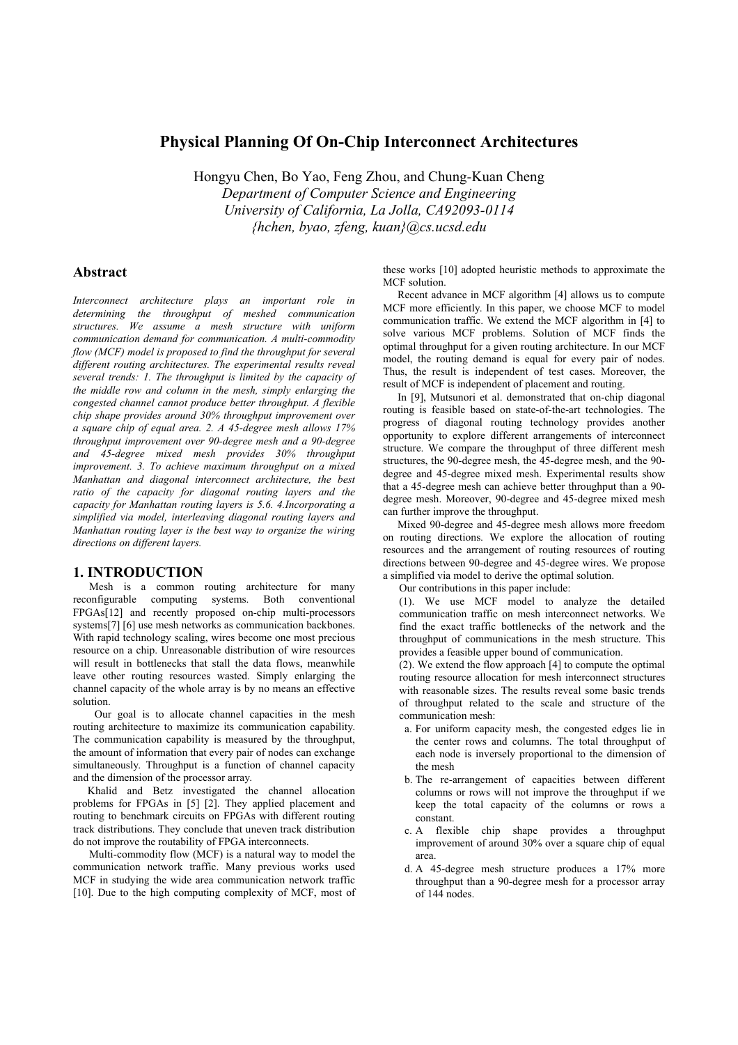# Physical Planning Of On-Chip Interconnect Architectures

Hongyu Chen, Bo Yao, Feng Zhou, and Chung-Kuan Cheng

*Department of Computer Science and Engineering*
*University of California, La Jolla, CA92093-0114*
*{hchen, byao, zfeng, kuan}@cs.ucsd.edu*

## Abstract

*Interconnect architecture plays an important role in determining the throughput of meshed communication structures. We assume a mesh structure with uniform communication demand for communication. A multi-commodity flow (MCF) model is proposed to find the throughput for several different routing architectures. The experimental results reveal several trends: 1. The throughput is limited by the capacity of the middle row and column in the mesh, simply enlarging the congested channel cannot produce better throughput. A flexible chip shape provides around 30% throughput improvement over a square chip of equal area. 2. A 45-degree mesh allows 17% throughput improvement over 90-degree mesh and a 90-degree and 45-degree mixed mesh provides 30% throughput improvement. 3. To achieve maximum throughput on a mixed Manhattan and diagonal interconnect architecture, the best ratio of the capacity for diagonal routing layers and the capacity for Manhattan routing layers is 5.6. 4.Incorporating a simplified via model, interleaving diagonal routing layers and Manhattan routing layer is the best way to organize the wiring directions on different layers.*

## 1. INTRODUCTION

Mesh is a common routing architecture for many reconfigurable computing systems. Both conventional FPGAs[12] and recently proposed on-chip multi-processors systems[7] [6] use mesh networks as communication backbones. With rapid technology scaling, wires become one most precious resource on a chip. Unreasonable distribution of wire resources will result in bottlenecks that stall the data flows, meanwhile leave other routing resources wasted. Simply enlarging the channel capacity of the whole array is by no means an effective solution.

Our goal is to allocate channel capacities in the mesh routing architecture to maximize its communication capability. The communication capability is measured by the throughput, the amount of information that every pair of nodes can exchange simultaneously. Throughput is a function of channel capacity and the dimension of the processor array.

Khalid and Betz investigated the channel allocation problems for FPGAs in [5] [2]. They applied placement and routing to benchmark circuits on FPGAs with different routing track distributions. They conclude that uneven track distribution do not improve the routability of FPGA interconnects.

Multi-commodity flow (MCF) is a natural way to model the communication network traffic. Many previous works used MCF in studying the wide area communication network traffic [10]. Due to the high computing complexity of MCF, most of these works [10] adopted heuristic methods to approximate the MCF solution.

Recent advance in MCF algorithm [4] allows us to compute MCF more efficiently. In this paper, we choose MCF to model communication traffic. We extend the MCF algorithm in [4] to solve various MCF problems. Solution of MCF finds the optimal throughput for a given routing architecture. In our MCF model, the routing demand is equal for every pair of nodes. Thus, the result is independent of test cases. Moreover, the result of MCF is independent of placement and routing.

In [9], Mutsunori et al. demonstrated that on-chip diagonal routing is feasible based on state-of-the-art technologies. The progress of diagonal routing technology provides another opportunity to explore different arrangements of interconnect structure. We compare the throughput of three different mesh structures, the 90-degree mesh, the 45-degree mesh, and the 90-degree and 45-degree mixed mesh. Experimental results show that a 45-degree mesh can achieve better throughput than a 90-degree mesh. Moreover, 90-degree and 45-degree mixed mesh can further improve the throughput.

Mixed 90-degree and 45-degree mesh allows more freedom on routing directions. We explore the allocation of routing resources and the arrangement of routing resources of routing directions between 90-degree and 45-degree wires. We propose a simplified via model to derive the optimal solution.

Our contributions in this paper include:

(1). We use MCF model to analyze the detailed communication traffic on mesh interconnect networks. We find the exact traffic bottlenecks of the network and the throughput of communications in the mesh structure. This provides a feasible upper bound of communication.

(2). We extend the flow approach [4] to compute the optimal routing resource allocation for mesh interconnect structures with reasonable sizes. The results reveal some basic trends of throughput related to the scale and structure of the communication mesh:

a. For uniform capacity mesh, the congested edges lie in the center rows and columns. The total throughput of each node is inversely proportional to the dimension of the mesh

b. The re-arrangement of capacities between different columns or rows will not improve the throughput if we keep the total capacity of the columns or rows a constant.

c. A flexible chip shape provides a throughput improvement of around 30% over a square chip of equal area.

d. A 45-degree mesh structure produces a 17% more throughput than a 90-degree mesh for a processor array of 144 nodes.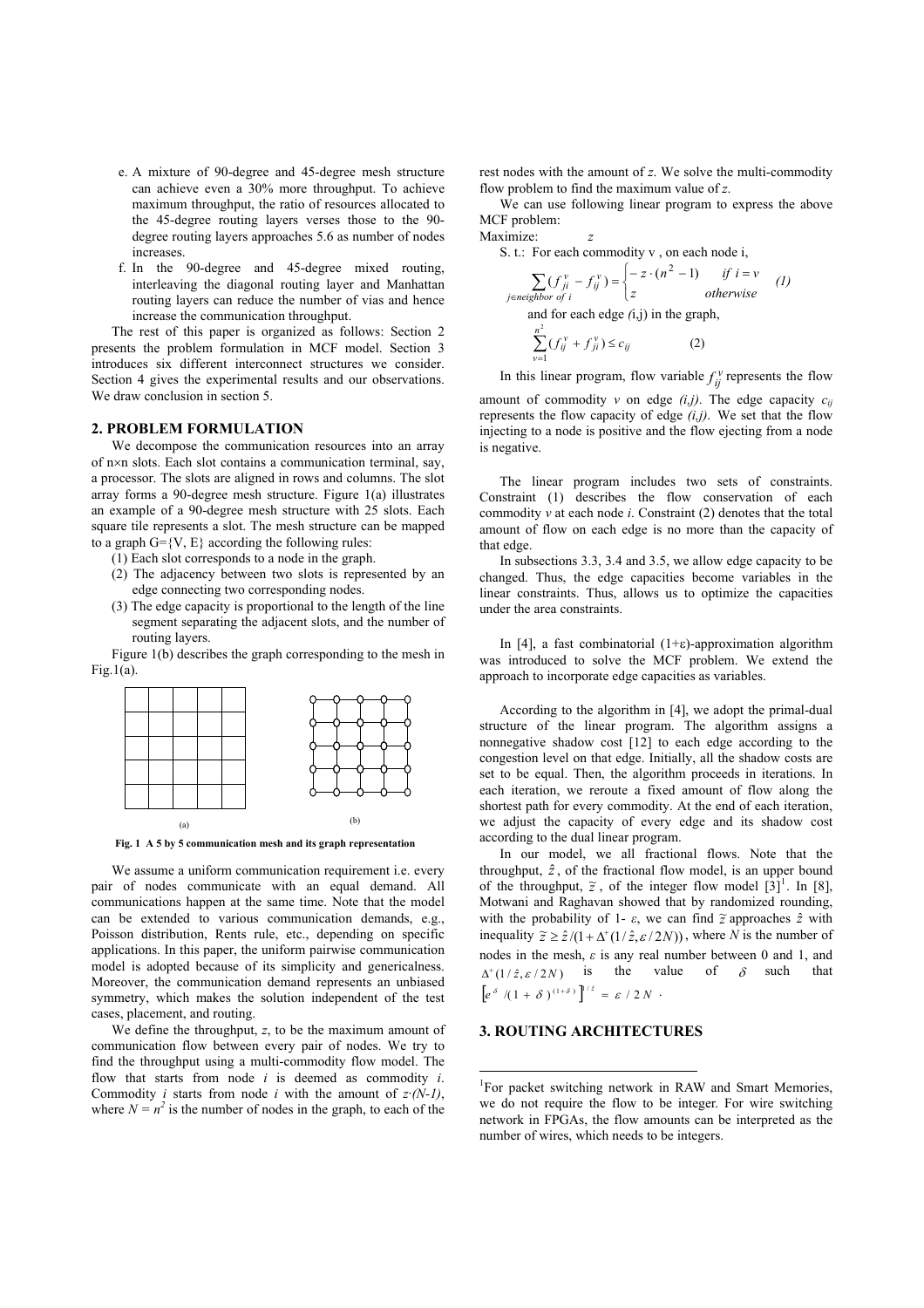e. A mixture of 90-degree and 45-degree mesh structure can achieve even a 30% more throughput. To achieve maximum throughput, the ratio of resources allocated to the 45-degree routing layers verses those to the 90-degree routing layers approaches 5.6 as number of nodes increases.

f. In the 90-degree and 45-degree mixed routing, interleaving the diagonal routing layer and Manhattan routing layers can reduce the number of vias and hence increase the communication throughput.

The rest of this paper is organized as follows: Section 2 presents the problem formulation in MCF model. Section 3 introduces six different interconnect structures we consider. Section 4 gives the experimental results and our observations. We draw conclusion in section 5.

## 2. PROBLEM FORMULATION

We decompose the communication resources into an array of n×n slots. Each slot contains a communication terminal, say, a processor. The slots are aligned in rows and columns. The slot array forms a 90-degree mesh structure. Figure 1(a) illustrates an example of a 90-degree mesh structure with 25 slots. Each square tile represents a slot. The mesh structure can be mapped to a graph G={V, E} according the following rules:

(1) Each slot corresponds to a node in the graph.

(2) The adjacency between two slots is represented by an edge connecting two corresponding nodes.

(3) The edge capacity is proportional to the length of the line segment separating the adjacent slots, and the number of routing layers.

Figure 1(b) describes the graph corresponding to the mesh in Fig.1(a).

(a) (b)

**Fig. 1 A 5 by 5 communication mesh and its graph representation**

We assume a uniform communication requirement i.e. every pair of nodes communicate with an equal demand. All communications happen at the same time. Note that the model can be extended to various communication demands, e.g., Poisson distribution, Rents rule, etc., depending on specific applications. In this paper, the uniform pairwise communication model is adopted because of its simplicity and genericalness. Moreover, the communication demand represents an unbiased symmetry, which makes the solution independent of the test cases, placement, and routing.

We define the throughput, $z$, to be the maximum amount of communication flow between every pair of nodes. We try to find the throughput using a multi-commodity flow model. The flow that starts from node $i$ is deemed as commodity $i$. Commodity $i$ starts from node $i$ with the amount of $z\cdot(N-1)$, where $N = n^2$ is the number of nodes in the graph, to each of the rest nodes with the amount of $z$. We solve the multi-commodity flow problem to find the maximum value of $z$.

We can use following linear program to express the above MCF problem:

Maximize: $z$

S. t.: For each commodity v , on each node i,

$$\sum_{j \in neighbor\ of\ i} (f_{ji}^{v} - f_{ij}^{v}) = \begin{cases} -z \cdot (n^2 - 1) & if\ i = v \\ z & otherwise \end{cases} \quad (1)$$

and for each edge (i,j) in the graph,

$$\sum_{v=1}^{n^2} (f_{ij}^{v} + f_{ji}^{v}) \le c_{ij} \quad (2)$$

In this linear program, flow variable $f_{ij}^{v}$ represents the flow amount of commodity $v$ on edge $(i,j)$. The edge capacity $c_{ij}$ represents the flow capacity of edge $(i,j)$. We set that the flow injecting to a node is positive and the flow ejecting from a node is negative.

The linear program includes two sets of constraints. Constraint (1) describes the flow conservation of each commodity $v$ at each node $i$. Constraint (2) denotes that the total amount of flow on each edge is no more than the capacity of that edge.

In subsections 3.3, 3.4 and 3.5, we allow edge capacity to be changed. Thus, the edge capacities become variables in the linear constraints. Thus, allows us to optimize the capacities under the area constraints.

In [4], a fast combinatorial (1+ε)-approximation algorithm was introduced to solve the MCF problem. We extend the approach to incorporate edge capacities as variables.

According to the algorithm in [4], we adopt the primal-dual structure of the linear program. The algorithm assigns a nonnegative shadow cost [12] to each edge according to the congestion level on that edge. Initially, all the shadow costs are set to be equal. Then, the algorithm proceeds in iterations. In each iteration, we reroute a fixed amount of flow along the shortest path for every commodity. At the end of each iteration, we adjust the capacity of every edge and its shadow cost according to the dual linear program.

In our model, we all fractional flows. Note that the throughput, $\hat{z}$, of the fractional flow model, is an upper bound of the throughput, $\tilde{z}$, of the integer flow model [3][1]. In [8], Motwani and Raghavan showed that by randomized rounding, with the probability of 1- $\varepsilon$, we can find $\tilde{z}$ approaches $\hat{z}$ with inequality $\tilde{z} \ge \hat{z}/(1+\Delta^{+}(1/\hat{z}, \varepsilon/2N))$, where $N$ is the number of nodes in the mesh, $\varepsilon$ is any real number between 0 and 1, and $\Delta^{+}(1/\hat{z}, \varepsilon/2N)$ is the value of $\delta$ such that $\left[e^{\delta}/(1+\delta)^{(1+\delta)}\right]^{1/\hat{z}} = \varepsilon/2N$.

## 3. ROUTING ARCHITECTURES

[1]For packet switching network in RAW and Smart Memories, we do not require the flow to be integer. For wire switching network in FPGAs, the flow amounts can be interpreted as the number of wires, which needs to be integers.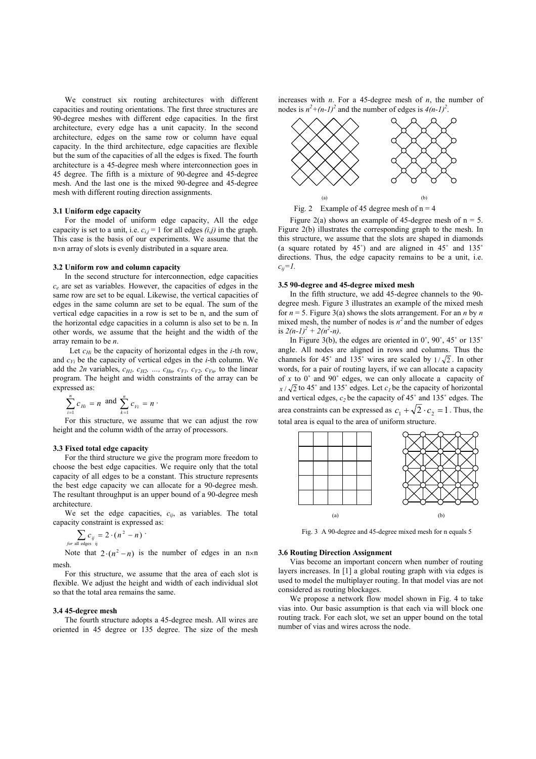We construct six routing architectures with different capacities and routing orientations. The first three structures are 90-degree meshes with different edge capacities. In the first architecture, every edge has a unit capacity. In the second architecture, edges on the same row or column have equal capacity. In the third architecture, edge capacities are flexible but the sum of the capacities of all the edges is fixed. The fourth architecture is a 45-degree mesh where interconnection goes in 45 degree. The fifth is a mixture of 90-degree and 45-degree mesh. And the last one is the mixed 90-degree and 45-degree mesh with different routing direction assignments.

### 3.1 Uniform edge capacity

For the model of uniform edge capacity, All the edge capacity is set to a unit, i.e. $c_{i,j} = 1$ for all edges *(i,j)* in the graph. This case is the basis of our experiments. We assume that the n×n array of slots is evenly distributed in a square area.

### 3.2 Uniform row and column capacity

In the second structure for interconnection, edge capacities $c_e$ are set as variables. However, the capacities of edges in the same row are set to be equal. Likewise, the vertical capacities of edges in the same column are set to be equal. The sum of the vertical edge capacities in a row is set to be n, and the sum of the horizontal edge capacities in a column is also set to be n. In other words, we assume that the height and the width of the array remain to be *n*.

Let $c_{Hi}$ be the capacity of horizontal edges in the *i*-th row, and $c_{Vi}$ be the capacity of vertical edges in the *i*-th column. We add the *2n* variables, $c_{H1}, c_{H2}, \ldots, c_{Hn}, c_{V1}, c_{V2}, c_{Vn}$ to the linear program. The height and width constraints of the array can be expressed as:

$$\sum_{i=1}^{n} c_{Hi} = n \text{ and } \sum_{k=1}^{n} c_{Vi} = n \cdot$$

For this structure, we assume that we can adjust the row height and the column width of the array of processors.

### 3.3 Fixed total edge capacity

For the third structure we give the program more freedom to choose the best edge capacities. We require only that the total capacity of all edges to be a constant. This structure represents the best edge capacity we can allocate for a 90-degree mesh. The resultant throughput is an upper bound of a 90-degree mesh architecture.

We set the edge capacities, $c_{ij}$, as variables. The total capacity constraint is expressed as:

$$\sum_{for \text{ all edges } ij} c_{ij} = 2 \cdot (n^2 - n) \cdot$$

Note that $2 \cdot (n^2 - n)$ is the number of edges in an n×n mesh.

For this structure, we assume that the area of each slot is flexible. We adjust the height and width of each individual slot so that the total area remains the same.

### 3.4 45-degree mesh

The fourth structure adopts a 45-degree mesh. All wires are oriented in 45 degree or 135 degree. The size of the mesh increases with *n*. For a 45-degree mesh of *n*, the number of nodes is $n^2+(n-1)^2$ and the number of edges is $4(n-1)^2$.

Fig. 2 Example of 45 degree mesh of n = 4

Figure 2(a) shows an example of 45-degree mesh of n = 5. Figure 2(b) illustrates the corresponding graph to the mesh. In this structure, we assume that the slots are shaped in diamonds (a square rotated by 45˚) and are aligned in 45˚ and 135˚ directions. Thus, the edge capacity remains to be a unit, i.e. $c_{ij}=1$.

### 3.5 90-degree and 45-degree mixed mesh

In the fifth structure, we add 45-degree channels to the 90-degree mesh. Figure 3 illustrates an example of the mixed mesh for *n* = 5. Figure 3(a) shows the slots arrangement. For an *n* by *n* mixed mesh, the number of nodes is $n^2$ and the number of edges is $2(n-1)^2 + 2(n^2-n)$.

In Figure 3(b), the edges are oriented in 0˚, 90˚, 45˚ or 135˚ angle. All nodes are aligned in rows and columns. Thus the channels for 45˚ and 135˚ wires are scaled by $1/\sqrt{2}$. In other words, for a pair of routing layers, if we can allocate a capacity of *x* to 0˚ and 90˚ edges, we can only allocate a capacity of $x/\sqrt{2}$ to 45˚ and 135˚ edges. Let $c_1$ be the capacity of horizontal and vertical edges, $c_2$ be the capacity of 45˚ and 135˚ edges. The area constraints can be expressed as $c_1 + \sqrt{2} \cdot c_2 = 1$. Thus, the total area is equal to the area of uniform structure.

Fig. 3 A 90-degree and 45-degree mixed mesh for n equals 5

### 3.6 Routing Direction Assignment

Vias become an important concern when number of routing layers increases. In [1] a global routing graph with via edges is used to model the multiplayer routing. In that model vias are not considered as routing blockages.

We propose a network flow model shown in Fig. 4 to take vias into. Our basic assumption is that each via will block one routing track. For each slot, we set an upper bound on the total number of vias and wires across the node.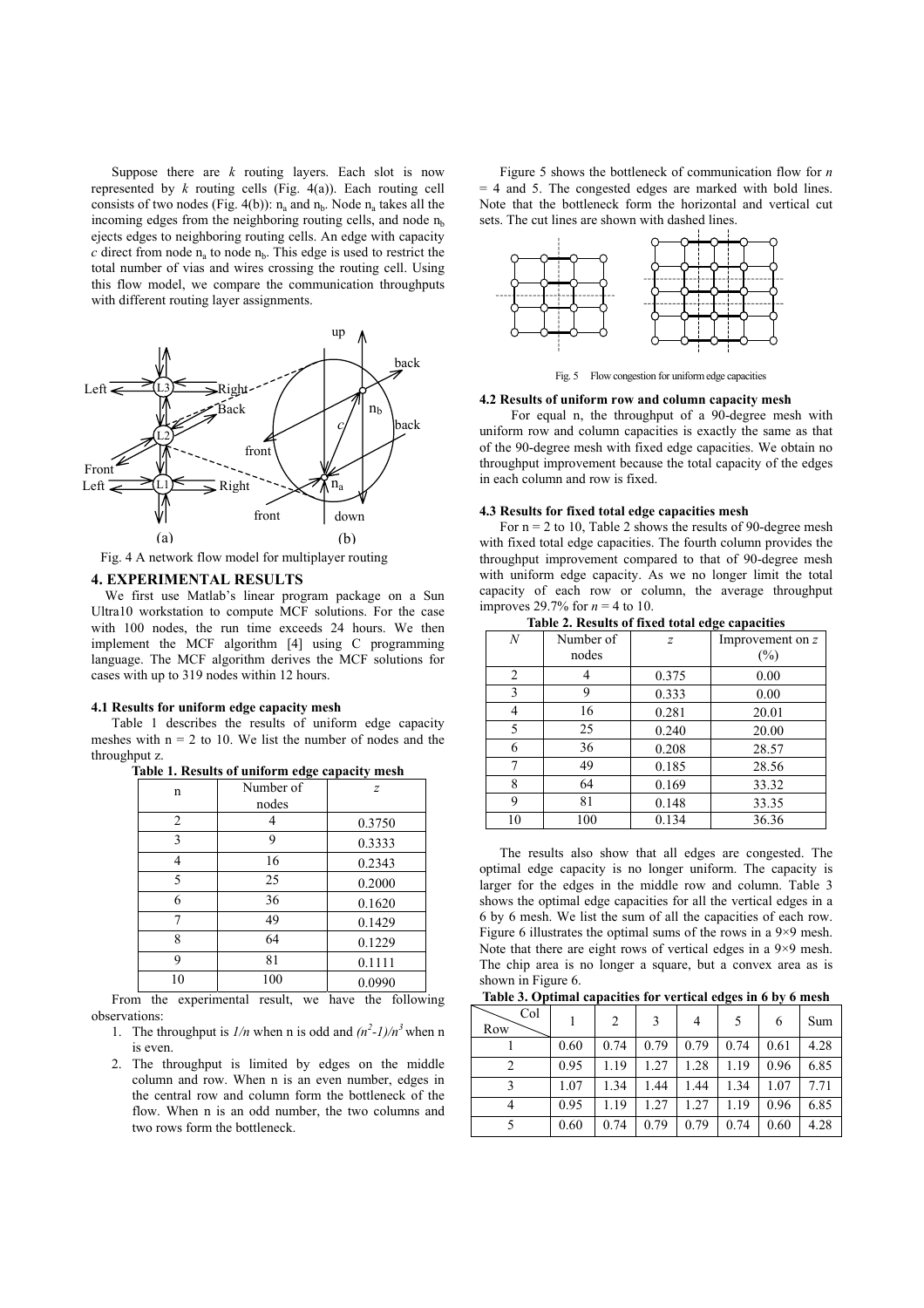Suppose there are $k$ routing layers. Each slot is now represented by $k$ routing cells (Fig. 4(a)). Each routing cell consists of two nodes (Fig. 4(b)): $n_a$ and $n_b$. Node $n_a$ takes all the incoming edges from the neighboring routing cells, and node $n_b$ ejects edges to neighboring routing cells. An edge with capacity $c$ direct from node $n_a$ to node $n_b$. This edge is used to restrict the total number of vias and wires crossing the routing cell. Using this flow model, we compare the communication throughputs with different routing layer assignments.

Fig. 4 A network flow model for multiplayer routing

## 4. EXPERIMENTAL RESULTS

We first use Matlab's linear program package on a Sun Ultra10 workstation to compute MCF solutions. For the case with 100 nodes, the run time exceeds 24 hours. We then implement the MCF algorithm [4] using C programming language. The MCF algorithm derives the MCF solutions for cases with up to 319 nodes within 12 hours.

### 4.1 Results for uniform edge capacity mesh

Table 1 describes the results of uniform edge capacity meshes with n = 2 to 10. We list the number of nodes and the throughput z.

**Table 1. Results of uniform edge capacity mesh**

| n | Number of nodes | $z$ |
|---|---|---|
| 2 | 4 | 0.3750 |
| 3 | 9 | 0.3333 |
| 4 | 16 | 0.2343 |
| 5 | 25 | 0.2000 |
| 6 | 36 | 0.1620 |
| 7 | 49 | 0.1429 |
| 8 | 64 | 0.1229 |
| 9 | 81 | 0.1111 |
| 10 | 100 | 0.0990 |

From the experimental result, we have the following observations:

1. The throughput is $1/n$ when n is odd and $(n^2-1)/n^3$ when n is even.
2. The throughput is limited by edges on the middle column and row. When n is an even number, edges in the central row and column form the bottleneck of the flow. When n is an odd number, the two columns and two rows form the bottleneck.

Figure 5 shows the bottleneck of communication flow for $n$ = 4 and 5. The congested edges are marked with bold lines. Note that the bottleneck form the horizontal and vertical cut sets. The cut lines are shown with dashed lines.

Fig. 5 Flow congestion for uniform edge capacities

### 4.2 Results of uniform row and column capacity mesh

For equal n, the throughput of a 90-degree mesh with uniform row and column capacities is exactly the same as that of the 90-degree mesh with fixed edge capacities. We obtain no throughput improvement because the total capacity of the edges in each column and row is fixed.

### 4.3 Results for fixed total edge capacities mesh

For n = 2 to 10, Table 2 shows the results of 90-degree mesh with fixed total edge capacities. The fourth column provides the throughput improvement compared to that of 90-degree mesh with uniform edge capacity. As we no longer limit the total capacity of each row or column, the average throughput improves 29.7% for $n$ = 4 to 10.

**Table 2. Results of fixed total edge capacities**

| $N$ | Number of nodes | $z$ | Improvement on $z$ (%) |
|---|---|---|---|
| 2 | 4 | 0.375 | 0.00 |
| 3 | 9 | 0.333 | 0.00 |
| 4 | 16 | 0.281 | 20.01 |
| 5 | 25 | 0.240 | 20.00 |
| 6 | 36 | 0.208 | 28.57 |
| 7 | 49 | 0.185 | 28.56 |
| 8 | 64 | 0.169 | 33.32 |
| 9 | 81 | 0.148 | 33.35 |
| 10 | 100 | 0.134 | 36.36 |

The results also show that all edges are congested. The optimal edge capacity is no longer uniform. The capacity is larger for the edges in the middle row and column. Table 3 shows the optimal edge capacities for all the vertical edges in a 6 by 6 mesh. We list the sum of all the capacities of each row. Figure 6 illustrates the optimal sums of the rows in a 9×9 mesh. Note that there are eight rows of vertical edges in a 9×9 mesh. The chip area is no longer a square, but a convex area as is shown in Figure 6.

**Table 3. Optimal capacities for vertical edges in 6 by 6 mesh**

| Row \ Col | 1 | 2 | 3 | 4 | 5 | 6 | Sum |
|---|---|---|---|---|---|---|---|
| 1 | 0.60 | 0.74 | 0.79 | 0.79 | 0.74 | 0.61 | 4.28 |
| 2 | 0.95 | 1.19 | 1.27 | 1.28 | 1.19 | 0.96 | 6.85 |
| 3 | 1.07 | 1.34 | 1.44 | 1.44 | 1.34 | 1.07 | 7.71 |
| 4 | 0.95 | 1.19 | 1.27 | 1.27 | 1.19 | 0.96 | 6.85 |
| 5 | 0.60 | 0.74 | 0.79 | 0.79 | 0.74 | 0.60 | 4.28 |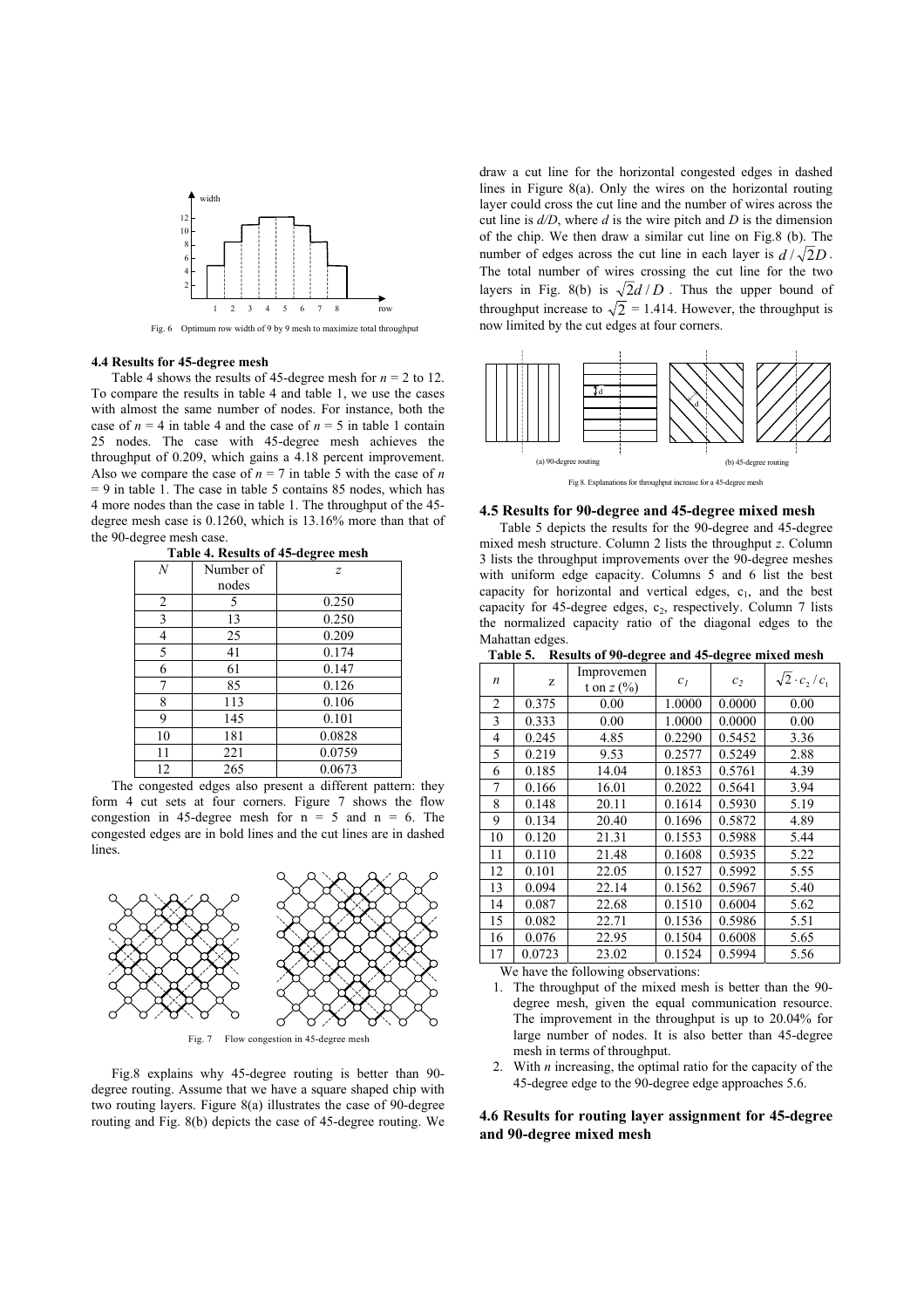Fig. 6 Optimum row width of 9 by 9 mesh to maximize total throughput

### 4.4 Results for 45-degree mesh

Table 4 shows the results of 45-degree mesh for $n$ = 2 to 12. To compare the results in table 4 and table 1, we use the cases with almost the same number of nodes. For instance, both the case of $n$ = 4 in table 4 and the case of $n$ = 5 in table 1 contain 25 nodes. The case with 45-degree mesh achieves the throughput of 0.209, which gains a 4.18 percent improvement. Also we compare the case of $n$ = 7 in table 5 with the case of $n$ = 9 in table 1. The case in table 5 contains 85 nodes, which has 4 more nodes than the case in table 1. The throughput of the 45-degree mesh case is 0.1260, which is 13.16% more than that of the 90-degree mesh case.

**Table 4. Results of 45-degree mesh**

| $N$ | Number of nodes | $z$ |
|---|---|---|
| 2 | 5 | 0.250 |
| 3 | 13 | 0.250 |
| 4 | 25 | 0.209 |
| 5 | 41 | 0.174 |
| 6 | 61 | 0.147 |
| 7 | 85 | 0.126 |
| 8 | 113 | 0.106 |
| 9 | 145 | 0.101 |
| 10 | 181 | 0.0828 |
| 11 | 221 | 0.0759 |
| 12 | 265 | 0.0673 |

The congested edges also present a different pattern: they form 4 cut sets at four corners. Figure 7 shows the flow congestion in 45-degree mesh for n = 5 and n = 6. The congested edges are in bold lines and the cut lines are in dashed lines.

Fig. 7 Flow congestion in 45-degree mesh

Fig.8 explains why 45-degree routing is better than 90-degree routing. Assume that we have a square shaped chip with two routing layers. Figure 8(a) illustrates the case of 90-degree routing and Fig. 8(b) depicts the case of 45-degree routing. We draw a cut line for the horizontal congested edges in dashed lines in Figure 8(a). Only the wires on the horizontal routing layer could cross the cut line and the number of wires across the cut line is $d/D$, where $d$ is the wire pitch and $D$ is the dimension of the chip. We then draw a similar cut line on Fig.8 (b). The number of edges across the cut line in each layer is $d/\sqrt{2}D$. The total number of wires crossing the cut line for the two layers in Fig. 8(b) is $\sqrt{2}d/D$. Thus the upper bound of throughput increase to $\sqrt{2}$ = 1.414. However, the throughput is now limited by the cut edges at four corners.

(a) 90-degree routing (b) 45-degree routing

Fig 8. Explanations for throughput increase for a 45-degree mesh

### 4.5 Results for 90-degree and 45-degree mixed mesh

Table 5 depicts the results for the 90-degree and 45-degree mixed mesh structure. Column 2 lists the throughput $z$. Column 3 lists the throughput improvements over the 90-degree meshes with uniform edge capacity. Columns 5 and 6 list the best capacity for horizontal and vertical edges, $c_1$, and the best capacity for 45-degree edges, $c_2$, respectively. Column 7 lists the normalized capacity ratio of the diagonal edges to the Mahattan edges.

**Table 5. Results of 90-degree and 45-degree mixed mesh**

| $n$ | z | Improvement on $z$ (%) | $c_1$ | $c_2$ | $\sqrt{2}\cdot c_2/c_1$ |
|---|---|---|---|---|---|
| 2 | 0.375 | 0.00 | 1.0000 | 0.0000 | 0.00 |
| 3 | 0.333 | 0.00 | 1.0000 | 0.0000 | 0.00 |
| 4 | 0.245 | 4.85 | 0.2290 | 0.5452 | 3.36 |
| 5 | 0.219 | 9.53 | 0.2577 | 0.5249 | 2.88 |
| 6 | 0.185 | 14.04 | 0.1853 | 0.5761 | 4.39 |
| 7 | 0.166 | 16.01 | 0.2022 | 0.5641 | 3.94 |
| 8 | 0.148 | 20.11 | 0.1614 | 0.5930 | 5.19 |
| 9 | 0.134 | 20.40 | 0.1696 | 0.5872 | 4.89 |
| 10 | 0.120 | 21.31 | 0.1553 | 0.5988 | 5.44 |
| 11 | 0.110 | 21.48 | 0.1608 | 0.5935 | 5.22 |
| 12 | 0.101 | 22.05 | 0.1527 | 0.5992 | 5.55 |
| 13 | 0.094 | 22.14 | 0.1562 | 0.5967 | 5.40 |
| 14 | 0.087 | 22.68 | 0.1510 | 0.6004 | 5.62 |
| 15 | 0.082 | 22.71 | 0.1536 | 0.5986 | 5.51 |
| 16 | 0.076 | 22.95 | 0.1504 | 0.6008 | 5.65 |
| 17 | 0.0723 | 23.02 | 0.1524 | 0.5994 | 5.56 |

We have the following observations:

1. The throughput of the mixed mesh is better than the 90-degree mesh, given the equal communication resource. The improvement in the throughput is up to 20.04% for large number of nodes. It is also better than 45-degree mesh in terms of throughput.
2. With $n$ increasing, the optimal ratio for the capacity of the 45-degree edge to the 90-degree edge approaches 5.6.

### 4.6 Results for routing layer assignment for 45-degree and 90-degree mixed mesh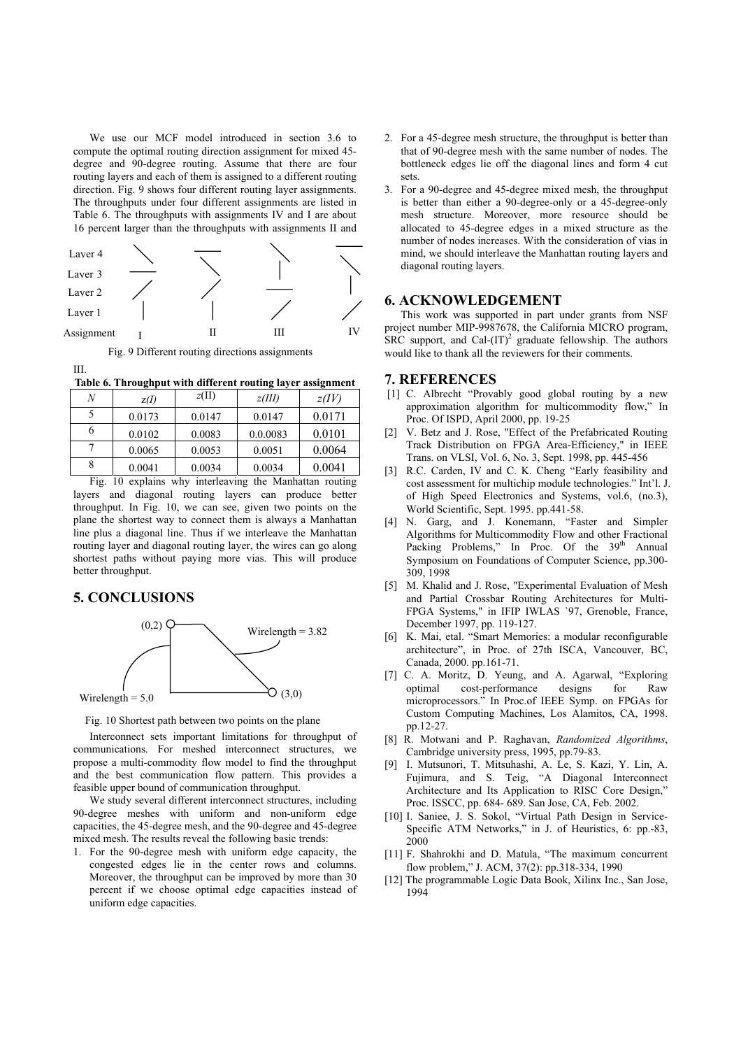We use our MCF model introduced in section 3.6 to compute the optimal routing direction assignment for mixed 45-degree and 90-degree routing. Assume that there are four routing layers and each of them is assigned to a different routing direction. Fig. 9 shows four different routing layer assignments. The throughputs under four different assignments are listed in Table 6. The throughputs with assignments IV and I are about 16 percent larger than the throughputs with assignments II and III.

Layer 4
Layer 3
Layer 2
Layer 1
Assignment I II III IV

Fig. 9 Different routing directions assignments

**Table 6. Throughput with different routing layer assignment**

| *N* | *z(I)* | *z*(II) | *z(III)* | *z(IV)* |
|---|---|---|---|---|
| 5 | 0.0173 | 0.0147 | 0.0147 | 0.0171 |
| 6 | 0.0102 | 0.0083 | 0.0.0083 | 0.0101 |
| 7 | 0.0065 | 0.0053 | 0.0051 | 0.0064 |
| 8 | 0.0041 | 0.0034 | 0.0034 | 0.0041 |

Fig. 10 explains why interleaving the Manhattan routing layers and diagonal routing layers can produce better throughput. In Fig. 10, we can see, given two points on the plane the shortest way to connect them is always a Manhattan line plus a diagonal line. Thus if we interleave the Manhattan routing layer and diagonal routing layer, the wires can go along shortest paths without paying more vias. This will produce better throughput.

## 5. CONCLUSIONS

(0,2)
Wirelength = 3.82
Wirelength = 5.0
(3,0)

Fig. 10 Shortest path between two points on the plane

Interconnect sets important limitations for throughput of communications. For meshed interconnect structures, we propose a multi-commodity flow model to find the throughput and the best communication flow pattern. This provides a feasible upper bound of communication throughput.

We study several different interconnect structures, including 90-degree meshes with uniform and non-uniform edge capacities, the 45-degree mesh, and the 90-degree and 45-degree mixed mesh. The results reveal the following basic trends:

1. For the 90-degree mesh with uniform edge capacity, the congested edges lie in the center rows and columns. Moreover, the throughput can be improved by more than 30 percent if we choose optimal edge capacities instead of uniform edge capacities.
2. For a 45-degree mesh structure, the throughput is better than that of 90-degree mesh with the same number of nodes. The bottleneck edges lie off the diagonal lines and form 4 cut sets.
3. For a 90-degree and 45-degree mixed mesh, the throughput is better than either a 90-degree-only or a 45-degree-only mesh structure. Moreover, more resource should be allocated to 45-degree edges in a mixed structure as the number of nodes increases. With the consideration of vias in mind, we should interleave the Manhattan routing layers and diagonal routing layers.

## 6. ACKNOWLEDGEMENT

This work was supported in part under grants from NSF project number MIP-9987678, the California MICRO program, SRC support, and Cal-(IT)$^2$ graduate fellowship. The authors would like to thank all the reviewers for their comments.

## 7. REFERENCES

[1] C. Albrecht "Provably good global routing by a new approximation algorithm for multicommodity flow," In Proc. Of ISPD, April 2000, pp. 19-25

[2] V. Betz and J. Rose, "Effect of the Prefabricated Routing Track Distribution on FPGA Area-Efficiency," in IEEE Trans. on VLSI, Vol. 6, No. 3, Sept. 1998, pp. 445-456

[3] R.C. Carden, IV and C. K. Cheng "Early feasibility and cost assessment for multichip module technologies." Int'l. J. of High Speed Electronics and Systems, vol.6, (no.3), World Scientific, Sept. 1995. pp.441-58.

[4] N. Garg, and J. Konemann, "Faster and Simpler Algorithms for Multicommodity Flow and other Fractional Packing Problems," In Proc. Of the 39th Annual Symposium on Foundations of Computer Science, pp.300-309, 1998

[5] M. Khalid and J. Rose, "Experimental Evaluation of Mesh and Partial Crossbar Routing Architectures for Multi-FPGA Systems," in IFIP IWLAS `97, Grenoble, France, December 1997, pp. 119-127.

[6] K. Mai, etal. "Smart Memories: a modular reconfigurable architecture", in Proc. of 27th ISCA, Vancouver, BC, Canada, 2000. pp.161-71.

[7] C. A. Moritz, D. Yeung, and A. Agarwal, "Exploring optimal cost-performance designs for Raw microprocessors." In Proc.of IEEE Symp. on FPGAs for Custom Computing Machines, Los Alamitos, CA, 1998. pp.12-27.

[8] R. Motwani and P. Raghavan, *Randomized Algorithms*, Cambridge university press, 1995, pp.79-83.

[9] I. Mutsunori, T. Mitsuhashi, A. Le, S. Kazi, Y. Lin, A. Fujimura, and S. Teig, "A Diagonal Interconnect Architecture and Its Application to RISC Core Design," Proc. ISSCC, pp. 684- 689. San Jose, CA, Feb. 2002.

[10] I. Saniee, J. S. Sokol, "Virtual Path Design in Service-Specific ATM Networks," in J. of Heuristics, 6: pp.-83, 2000

[11] F. Shahrokhi and D. Matula, "The maximum concurrent flow problem," J. ACM, 37(2): pp.318-334, 1990

[12] The programmable Logic Data Book, Xilinx Inc., San Jose, 1994